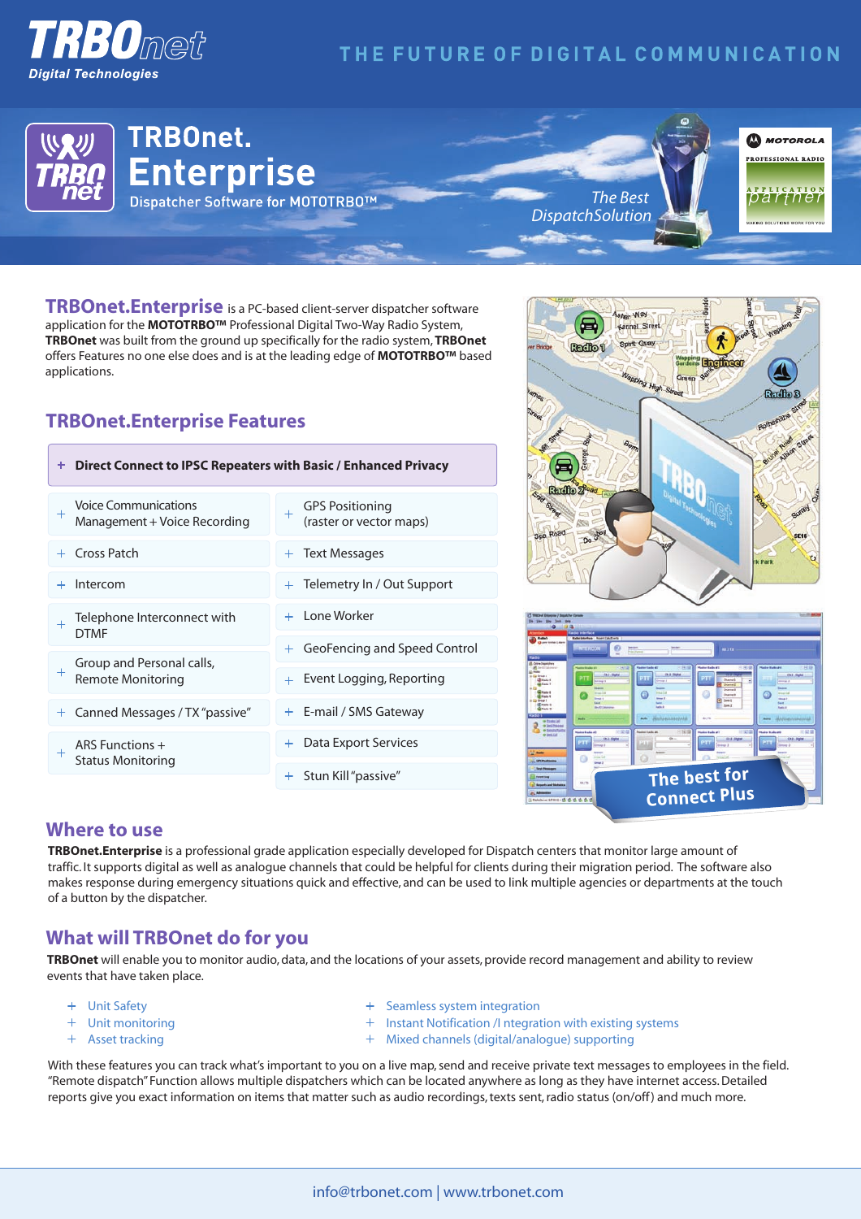# TRBOnet Digital Technologies

THE FUTURE OF DIGITAL COMMUNICATION

## TRBOnet. Enterprise

Dispatcher Software for MOTOTRBO™

The Best DispatchSolution

MOTOROLA PROFESSIONAL RADIO APPLICATION partner

**TRBOnet.Enterprise** is a PC-based client-server dispatcher software application for the **MOTOTRBO™** Professional Digital Two-Way Radio System, **TRBOnet** was built from the ground up specifically for the radio system, **TRBOnet** offers Features no one else does and is at the leading edge of **MOTOTRBO™** based applications.

## TRBOnet.Enterprise Features

- **Direct Connect to IPSC Repeaters with Basic / Enhanced Privacy**
- Voice Communications Management + Voice Recording
- Cross Patch
- Intercom
- Telephone Interconnect with DTMF
- Group and Personal calls, Remote Monitoring
- Canned Messages / TX "passive"
- ARS Functions + Status Monitoring
- GPS Positioning (raster or vector maps)
- Text Messages
- Telemetry In / Out Support
- Lone Worker
- GeoFencing and Speed Control
- Event Logging, Reporting
- E-mail / SMS Gateway
- Data Export Services
- Stun Kill "passive"

The best for Connect Plus

## Where to use

**TRBOnet.Enterprise** is a professional grade application especially developed for Dispatch centers that monitor large amount of traffic. It supports digital as well as analogue channels that could be helpful for clients during their migration period. The software also makes response during emergency situations quick and effective, and can be used to link multiple agencies or departments at the touch of a button by the dispatcher.

## What will TRBOnet do for you

**TRBOnet** will enable you to monitor audio, data, and the locations of your assets, provide record management and ability to review events that have taken place.

- Unit Safety
- Unit monitoring
- Asset tracking
- Seamless system integration
- Instant Notification /I ntegration with existing systems
- Mixed channels (digital/analogue) supporting

With these features you can track what's important to you on a live map, send and receive private text messages to employees in the field. "Remote dispatch" Function allows multiple dispatchers which can be located anywhere as long as they have internet access. Detailed reports give you exact information on items that matter such as audio recordings, texts sent, radio status (on/off) and much more.

info@trbonet.com | www.trbonet.com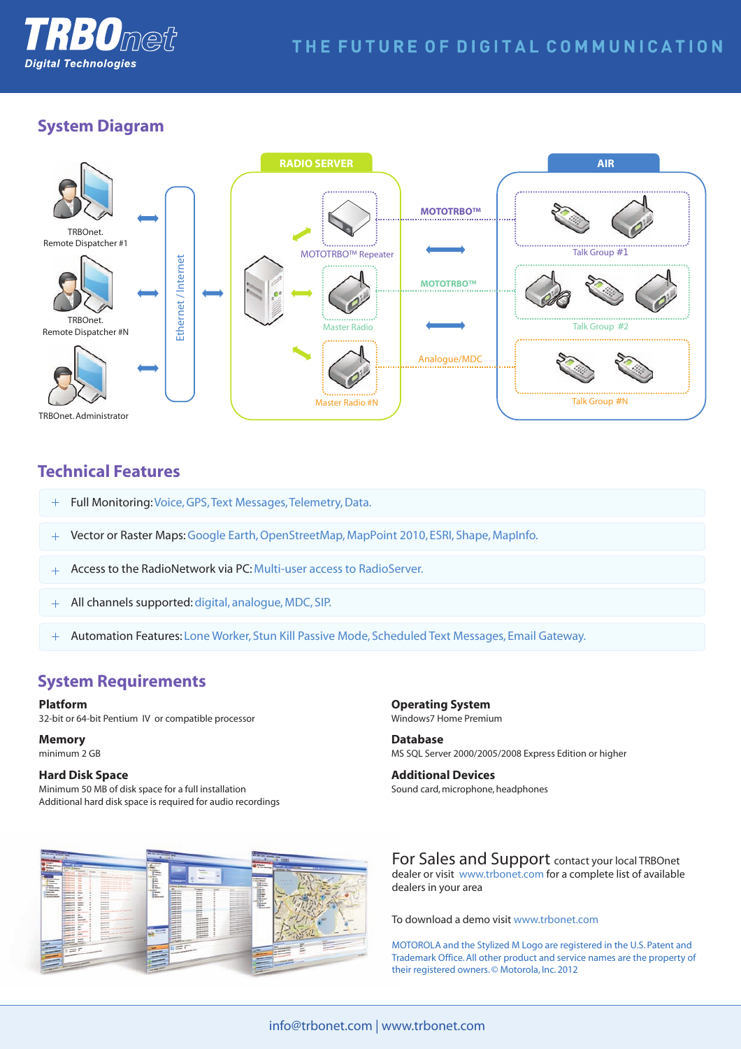# TRBOnet Digital Technologies

THE FUTURE OF DIGITAL COMMUNICATION

## System Diagram

TRBOnet. Remote Dispatcher #1

TRBOnet. Remote Dispatcher #N

TRBOnet. Administrator

Ethernet / Internet

RADIO SERVER

MOTOTRBO™ Repeater

Master Radio

Master Radio #N

MOTOTRBO™

MOTOTRBO™

Analogue/MDC

AIR

Talk Group #1

Talk Group #2

Talk Group #N

## Technical Features

- Full Monitoring: Voice, GPS, Text Messages, Telemetry, Data.
- Vector or Raster Maps: Google Earth, OpenStreetMap, MapPoint 2010, ESRI, Shape, MapInfo.
- Access to the RadioNetwork via PC: Multi-user access to RadioServer.
- All channels supported: digital, analogue, MDC, SIP.
- Automation Features: Lone Worker, Stun Kill Passive Mode, Scheduled Text Messages, Email Gateway.

## System Requirements

**Platform**
32-bit or 64-bit Pentium IV or compatible processor

**Memory**
minimum 2 GB

**Hard Disk Space**
Minimum 50 MB of disk space for a full installation
Additional hard disk space is required for audio recordings

**Operating System**
Windows7 Home Premium

**Database**
MS SQL Server 2000/2005/2008 Express Edition or higher

**Additional Devices**
Sound card, microphone, headphones

For Sales and Support contact your local TRBOnet dealer or visit www.trbonet.com for a complete list of available dealers in your area

To download a demo visit www.trbonet.com

MOTOROLA and the Stylized M Logo are registered in the U.S. Patent and Trademark Office. All other product and service names are the property of their registered owners. © Motorola, Inc. 2012

info@trbonet.com | www.trbonet.com